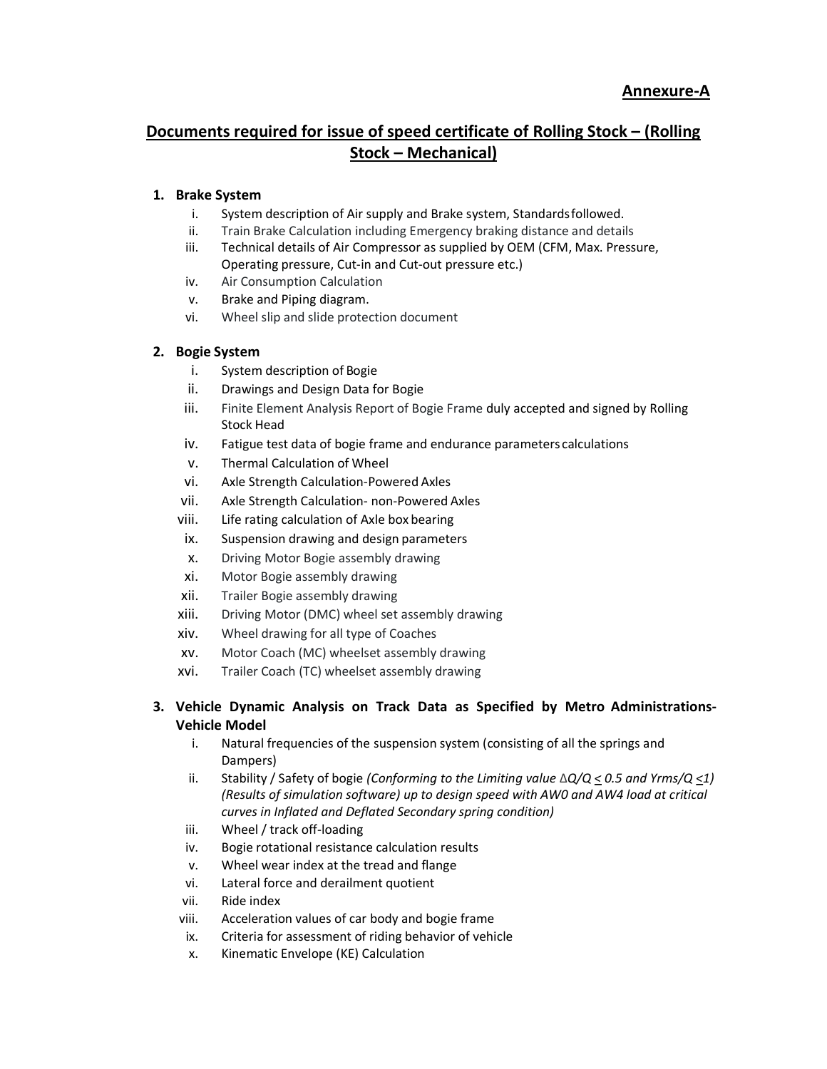**Annexure-A**

# Documents required for issue of speed certificate of Rolling Stock – (Rolling Stock – Mechanical)

1. **Brake System**
   i. System description of Air supply and Brake system, Standards followed.
   ii. Train Brake Calculation including Emergency braking distance and details
   iii. Technical details of Air Compressor as supplied by OEM (CFM, Max. Pressure, Operating pressure, Cut-in and Cut-out pressure etc.)
   iv. Air Consumption Calculation
   v. Brake and Piping diagram.
   vi. Wheel slip and slide protection document

2. **Bogie System**
   i. System description of Bogie
   ii. Drawings and Design Data for Bogie
   iii. Finite Element Analysis Report of Bogie Frame duly accepted and signed by Rolling Stock Head
   iv. Fatigue test data of bogie frame and endurance parameters calculations
   v. Thermal Calculation of Wheel
   vi. Axle Strength Calculation-Powered Axles
   vii. Axle Strength Calculation- non-Powered Axles
   viii. Life rating calculation of Axle box bearing
   ix. Suspension drawing and design parameters
   x. Driving Motor Bogie assembly drawing
   xi. Motor Bogie assembly drawing
   xii. Trailer Bogie assembly drawing
   xiii. Driving Motor (DMC) wheel set assembly drawing
   xiv. Wheel drawing for all type of Coaches
   xv. Motor Coach (MC) wheelset assembly drawing
   xvi. Trailer Coach (TC) wheelset assembly drawing

3. **Vehicle Dynamic Analysis on Track Data as Specified by Metro Administrations-Vehicle Model**
   i. Natural frequencies of the suspension system (consisting of all the springs and Dampers)
   ii. Stability / Safety of bogie *(Conforming to the Limiting value $\Delta Q/Q \leq 0.5$ and $Y_{rms}/Q \leq 1$) (Results of simulation software) up to design speed with AW0 and AW4 load at critical curves in Inflated and Deflated Secondary spring condition)*
   iii. Wheel / track off-loading
   iv. Bogie rotational resistance calculation results
   v. Wheel wear index at the tread and flange
   vi. Lateral force and derailment quotient
   vii. Ride index
   viii. Acceleration values of car body and bogie frame
   ix. Criteria for assessment of riding behavior of vehicle
   x. Kinematic Envelope (KE) Calculation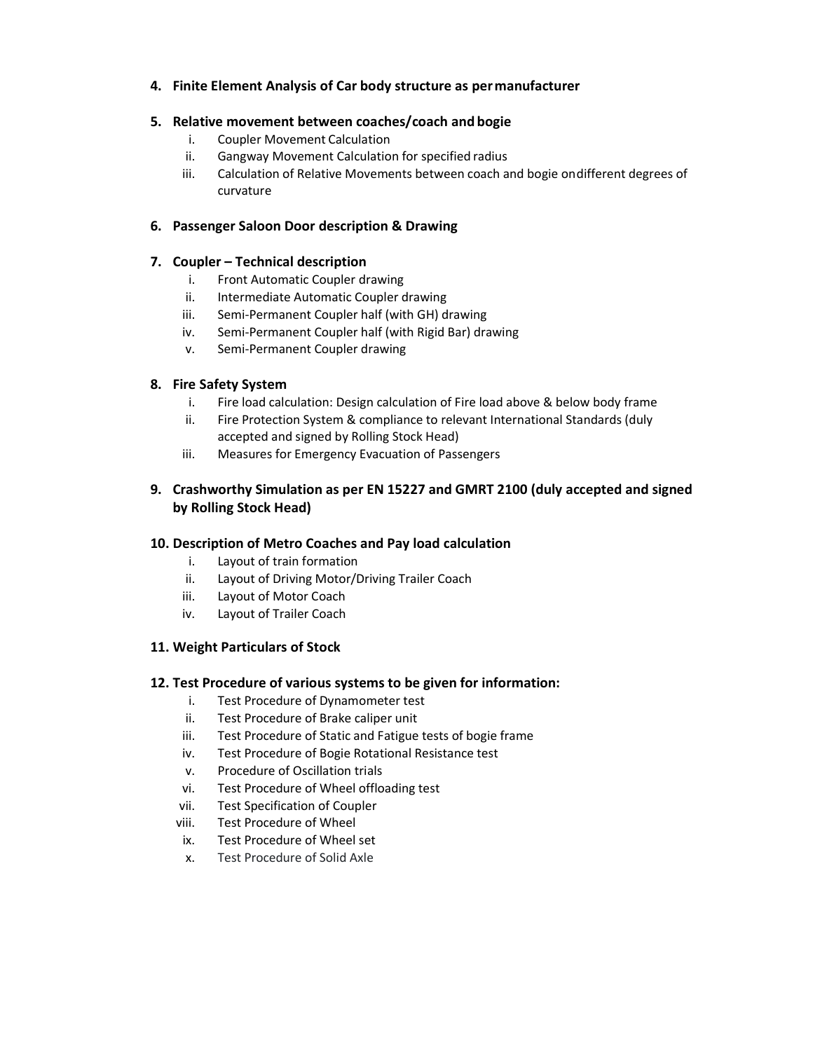4. **Finite Element Analysis of Car body structure as per manufacturer**

5. **Relative movement between coaches/coach and bogie**
   i. Coupler Movement Calculation
   ii. Gangway Movement Calculation for specified radius
   iii. Calculation of Relative Movements between coach and bogie on different degrees of curvature

6. **Passenger Saloon Door description & Drawing**

7. **Coupler – Technical description**
   i. Front Automatic Coupler drawing
   ii. Intermediate Automatic Coupler drawing
   iii. Semi-Permanent Coupler half (with GH) drawing
   iv. Semi-Permanent Coupler half (with Rigid Bar) drawing
   v. Semi-Permanent Coupler drawing

8. **Fire Safety System**
   i. Fire load calculation: Design calculation of Fire load above & below body frame
   ii. Fire Protection System & compliance to relevant International Standards (duly accepted and signed by Rolling Stock Head)
   iii. Measures for Emergency Evacuation of Passengers

9. **Crashworthy Simulation as per EN 15227 and GMRT 2100 (duly accepted and signed by Rolling Stock Head)**

10. **Description of Metro Coaches and Pay load calculation**
    i. Layout of train formation
    ii. Layout of Driving Motor/Driving Trailer Coach
    iii. Layout of Motor Coach
    iv. Layout of Trailer Coach

11. **Weight Particulars of Stock**

12. **Test Procedure of various systems to be given for information:**
    i. Test Procedure of Dynamometer test
    ii. Test Procedure of Brake caliper unit
    iii. Test Procedure of Static and Fatigue tests of bogie frame
    iv. Test Procedure of Bogie Rotational Resistance test
    v. Procedure of Oscillation trials
    vi. Test Procedure of Wheel offloading test
    vii. Test Specification of Coupler
    viii. Test Procedure of Wheel
    ix. Test Procedure of Wheel set
    x. Test Procedure of Solid Axle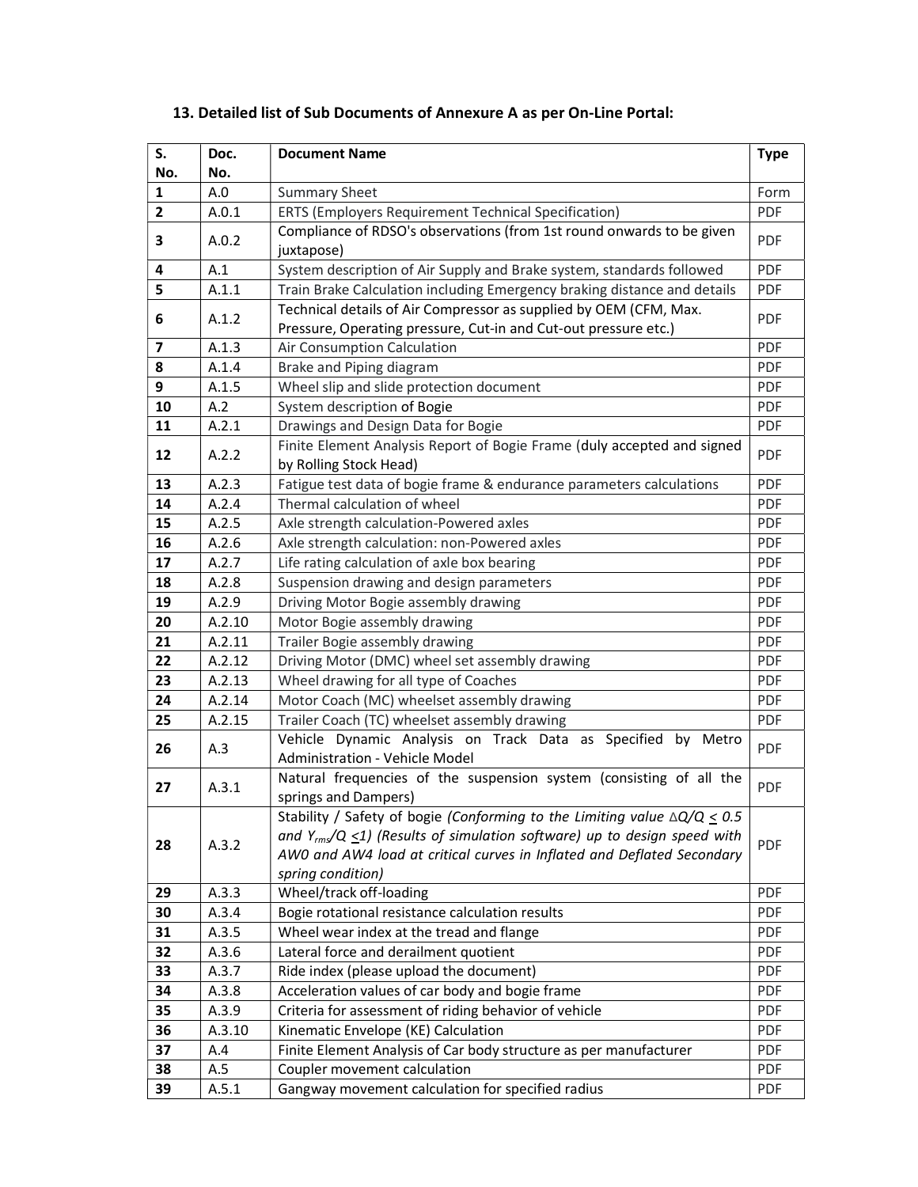### 13. Detailed list of Sub Documents of Annexure A as per On-Line Portal:

| S. No. | Doc. No. | Document Name | Type |
|---|---|---|---|
| 1 | A.0 | Summary Sheet | Form |
| 2 | A.0.1 | ERTS (Employers Requirement Technical Specification) | PDF |
| 3 | A.0.2 | Compliance of RDSO's observations (from 1st round onwards to be given juxtapose) | PDF |
| 4 | A.1 | System description of Air Supply and Brake system, standards followed | PDF |
| 5 | A.1.1 | Train Brake Calculation including Emergency braking distance and details | PDF |
| 6 | A.1.2 | Technical details of Air Compressor as supplied by OEM (CFM, Max. Pressure, Operating pressure, Cut-in and Cut-out pressure etc.) | PDF |
| 7 | A.1.3 | Air Consumption Calculation | PDF |
| 8 | A.1.4 | Brake and Piping diagram | PDF |
| 9 | A.1.5 | Wheel slip and slide protection document | PDF |
| 10 | A.2 | System description of Bogie | PDF |
| 11 | A.2.1 | Drawings and Design Data for Bogie | PDF |
| 12 | A.2.2 | Finite Element Analysis Report of Bogie Frame (duly accepted and signed by Rolling Stock Head) | PDF |
| 13 | A.2.3 | Fatigue test data of bogie frame & endurance parameters calculations | PDF |
| 14 | A.2.4 | Thermal calculation of wheel | PDF |
| 15 | A.2.5 | Axle strength calculation-Powered axles | PDF |
| 16 | A.2.6 | Axle strength calculation: non-Powered axles | PDF |
| 17 | A.2.7 | Life rating calculation of axle box bearing | PDF |
| 18 | A.2.8 | Suspension drawing and design parameters | PDF |
| 19 | A.2.9 | Driving Motor Bogie assembly drawing | PDF |
| 20 | A.2.10 | Motor Bogie assembly drawing | PDF |
| 21 | A.2.11 | Trailer Bogie assembly drawing | PDF |
| 22 | A.2.12 | Driving Motor (DMC) wheel set assembly drawing | PDF |
| 23 | A.2.13 | Wheel drawing for all type of Coaches | PDF |
| 24 | A.2.14 | Motor Coach (MC) wheelset assembly drawing | PDF |
| 25 | A.2.15 | Trailer Coach (TC) wheelset assembly drawing | PDF |
| 26 | A.3 | Vehicle Dynamic Analysis on Track Data as Specified by Metro Administration - Vehicle Model | PDF |
| 27 | A.3.1 | Natural frequencies of the suspension system (consisting of all the springs and Dampers) | PDF |
| 28 | A.3.2 | Stability / Safety of bogie *(Conforming to the Limiting value $\Delta Q/Q \leq 0.5$ and $Y_{rms}/Q \leq 1$) (Results of simulation software) up to design speed with AW0 and AW4 load at critical curves in Inflated and Deflated Secondary spring condition)* | PDF |
| 29 | A.3.3 | Wheel/track off-loading | PDF |
| 30 | A.3.4 | Bogie rotational resistance calculation results | PDF |
| 31 | A.3.5 | Wheel wear index at the tread and flange | PDF |
| 32 | A.3.6 | Lateral force and derailment quotient | PDF |
| 33 | A.3.7 | Ride index (please upload the document) | PDF |
| 34 | A.3.8 | Acceleration values of car body and bogie frame | PDF |
| 35 | A.3.9 | Criteria for assessment of riding behavior of vehicle | PDF |
| 36 | A.3.10 | Kinematic Envelope (KE) Calculation | PDF |
| 37 | A.4 | Finite Element Analysis of Car body structure as per manufacturer | PDF |
| 38 | A.5 | Coupler movement calculation | PDF |
| 39 | A.5.1 | Gangway movement calculation for specified radius | PDF |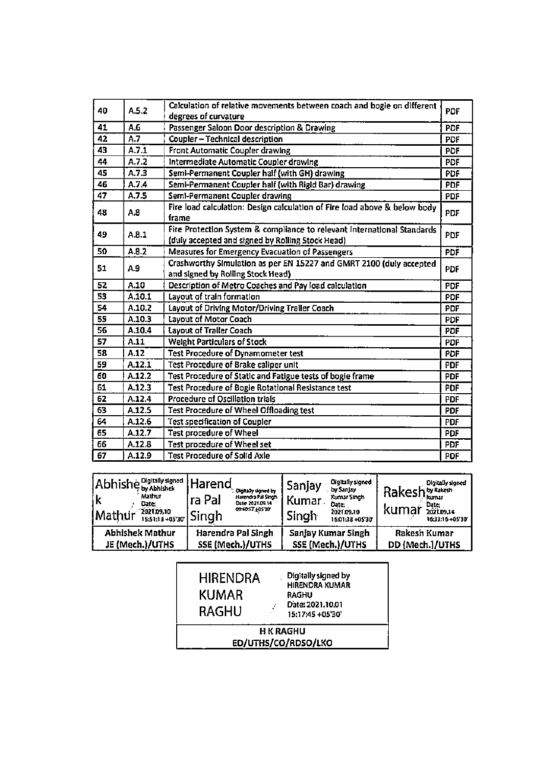| | | | |
|---|---|---|---|
| 40 | A.5.2 | Calculation of relative movements between coach and bogie on different degrees of curvature | PDF |
| 41 | A.6 | Passenger Saloon Door description & Drawing | PDF |
| 42 | A.7 | Coupler – Technical description | PDF |
| 43 | A.7.1 | Front Automatic Coupler drawing | PDF |
| 44 | A.7.2 | Intermediate Automatic Coupler drawing | PDF |
| 45 | A.7.3 | Semi-Permanent Coupler half (with GH) drawing | PDF |
| 46 | A.7.4 | Semi-Permanent Coupler half (with Rigid Bar) drawing | PDF |
| 47 | A.7.5 | Semi-Permanent Coupler drawing | PDF |
| 48 | A.8 | Fire load calculation: Design calculation of Fire load above & below body frame | PDF |
| 49 | A.8.1 | Fire Protection System & compliance to relevant International Standards (duly accepted and signed by Rolling Stock Head) | PDF |
| 50 | A.8.2 | Measures for Emergency Evacuation of Passengers | PDF |
| 51 | A.9 | Crashworthy Simulation as per EN 15227 and GMRT 2100 (duly accepted and signed by Rolling Stock Head) | PDF |
| 52 | A.10 | Description of Metro Coaches and Pay load calculation | PDF |
| 53 | A.10.1 | Layout of train formation | PDF |
| 54 | A.10.2 | Layout of Driving Motor/Driving Trailer Coach | PDF |
| 55 | A.10.3 | Layout of Motor Coach | PDF |
| 56 | A.10.4 | Layout of Trailer Coach | PDF |
| 57 | A.11 | Weight Particulars of Stock | PDF |
| 58 | A.12 | Test Procedure of Dynamometer test | PDF |
| 59 | A.12.1 | Test Procedure of Brake caliper unit | PDF |
| 60 | A.12.2 | Test Procedure of Static and Fatigue tests of bogie frame | PDF |
| 61 | A.12.3 | Test Procedure of Bogie Rotational Resistance test | PDF |
| 62 | A.12.4 | Procedure of Oscillation trials | PDF |
| 63 | A.12.5 | Test Procedure of Wheel Offloading test | PDF |
| 64 | A.12.6 | Test specification of Coupler | PDF |
| 65 | A.12.7 | Test procedure of Wheel | PDF |
| 66 | A.12.8 | Test procedure of Wheel set | PDF |
| 67 | A.12.9 | Test Procedure of Solid Axle | PDF |

| | | | |
|---|---|---|---|
| Abhishek Mathur (Digitally signed by Abhishek Mathur Date: 2021.09.10 15:51:13 +05'30') | Harendra Pal Singh (Digitally signed by Harendra Pal Singh Date: 2021.09.14 09:40:17 +05'30') | Sanjay Kumar Singh (Digitally signed by Sanjay Kumar Singh Date: 2021.09.10 16:01:38 +05'30') | Rakesh kumar (Digitally signed by Rakesh kumar Date: 2021.09.14 16:33:16 +05'30') |
| **Abhishek Mathur** JE (Mech.)/UTHS | **Harendra Pal Singh** SSE (Mech.)/UTHS | **Sanjay Kumar Singh** SSE (Mech.)/UTHS | **Rakesh Kumar** DD (Mech.)/UTHS |

HIRENDRA KUMAR RAGHU

Digitally signed by HIRENDRA KUMAR RAGHU
Date: 2021.10.01 15:17:45 +05'30'

**H K RAGHU**
**ED/UTHS/CO/RDSO/LKO**